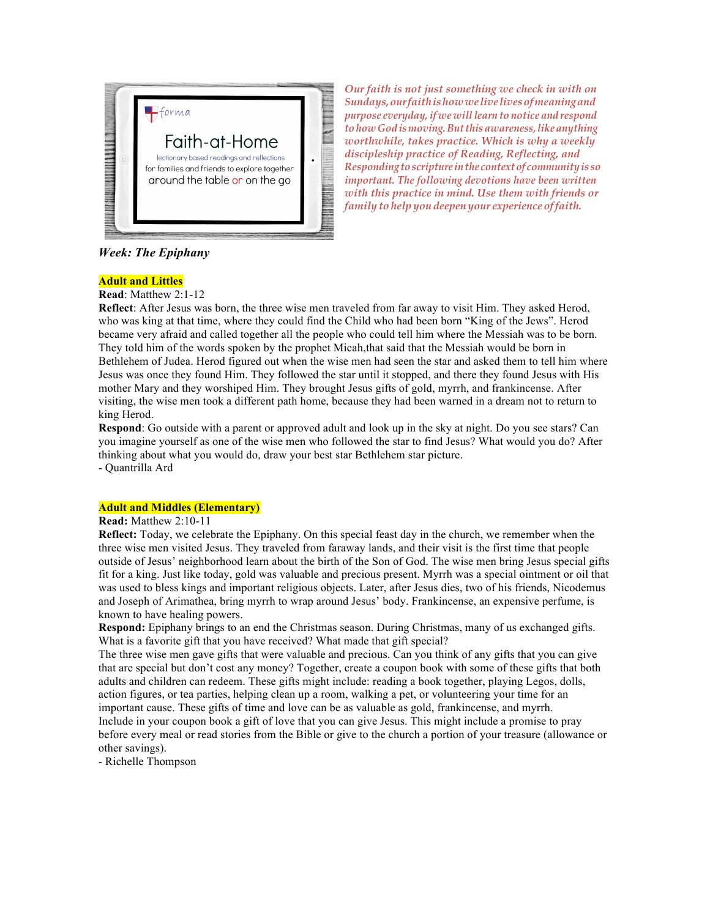forma

Faith-at-Home

lectionary based readings and reflections

for families and friends to explore together

around the table or on the go

*Our faith is not just something we check in with on Sundays, our faith is how we live lives of meaning and purpose everyday, if we will learn to notice and respond to how God is moving. But this awareness, like anything worthwhile, takes practice. Which is why a weekly discipleship practice of Reading, Reflecting, and Responding to scripture in the context of community is so important. The following devotions have been written with this practice in mind. Use them with friends or family to help you deepen your experience of faith.*

***Week: The Epiphany***

**Adult and Littles**

**Read**: Matthew 2:1-12

**Reflect**: After Jesus was born, the three wise men traveled from far away to visit Him. They asked Herod, who was king at that time, where they could find the Child who had been born "King of the Jews". Herod became very afraid and called together all the people who could tell him where the Messiah was to be born. They told him of the words spoken by the prophet Micah,that said that the Messiah would be born in Bethlehem of Judea. Herod figured out when the wise men had seen the star and asked them to tell him where Jesus was once they found Him. They followed the star until it stopped, and there they found Jesus with His mother Mary and they worshiped Him. They brought Jesus gifts of gold, myrrh, and frankincense. After visiting, the wise men took a different path home, because they had been warned in a dream not to return to king Herod.

**Respond**: Go outside with a parent or approved adult and look up in the sky at night. Do you see stars? Can you imagine yourself as one of the wise men who followed the star to find Jesus? What would you do? After thinking about what you would do, draw your best star Bethlehem star picture.

- Quantrilla Ard

**Adult and Middles (Elementary)**

**Read:** Matthew 2:10-11

**Reflect:** Today, we celebrate the Epiphany. On this special feast day in the church, we remember when the three wise men visited Jesus. They traveled from faraway lands, and their visit is the first time that people outside of Jesus' neighborhood learn about the birth of the Son of God. The wise men bring Jesus special gifts fit for a king. Just like today, gold was valuable and precious present. Myrrh was a special ointment or oil that was used to bless kings and important religious objects. Later, after Jesus dies, two of his friends, Nicodemus and Joseph of Arimathea, bring myrrh to wrap around Jesus' body. Frankincense, an expensive perfume, is known to have healing powers.

**Respond:** Epiphany brings to an end the Christmas season. During Christmas, many of us exchanged gifts. What is a favorite gift that you have received? What made that gift special?

The three wise men gave gifts that were valuable and precious. Can you think of any gifts that you can give that are special but don't cost any money? Together, create a coupon book with some of these gifts that both adults and children can redeem. These gifts might include: reading a book together, playing Legos, dolls, action figures, or tea parties, helping clean up a room, walking a pet, or volunteering your time for an important cause. These gifts of time and love can be as valuable as gold, frankincense, and myrrh.

Include in your coupon book a gift of love that you can give Jesus. This might include a promise to pray before every meal or read stories from the Bible or give to the church a portion of your treasure (allowance or other savings).

- Richelle Thompson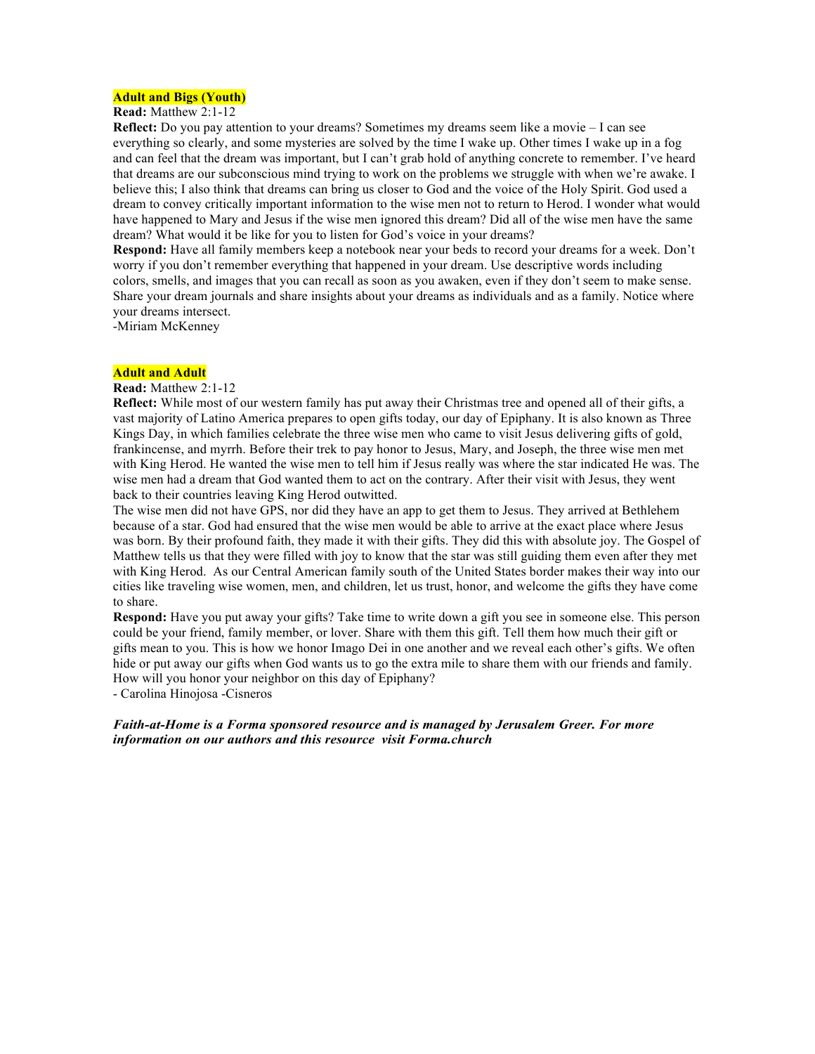**Adult and Bigs (Youth)**

**Read:** Matthew 2:1-12

**Reflect:** Do you pay attention to your dreams? Sometimes my dreams seem like a movie – I can see everything so clearly, and some mysteries are solved by the time I wake up. Other times I wake up in a fog and can feel that the dream was important, but I can't grab hold of anything concrete to remember. I've heard that dreams are our subconscious mind trying to work on the problems we struggle with when we're awake. I believe this; I also think that dreams can bring us closer to God and the voice of the Holy Spirit. God used a dream to convey critically important information to the wise men not to return to Herod. I wonder what would have happened to Mary and Jesus if the wise men ignored this dream? Did all of the wise men have the same dream? What would it be like for you to listen for God's voice in your dreams?

**Respond:** Have all family members keep a notebook near your beds to record your dreams for a week. Don't worry if you don't remember everything that happened in your dream. Use descriptive words including colors, smells, and images that you can recall as soon as you awaken, even if they don't seem to make sense. Share your dream journals and share insights about your dreams as individuals and as a family. Notice where your dreams intersect.

-Miriam McKenney

**Adult and Adult**

**Read:** Matthew 2:1-12

**Reflect:** While most of our western family has put away their Christmas tree and opened all of their gifts, a vast majority of Latino America prepares to open gifts today, our day of Epiphany. It is also known as Three Kings Day, in which families celebrate the three wise men who came to visit Jesus delivering gifts of gold, frankincense, and myrrh. Before their trek to pay honor to Jesus, Mary, and Joseph, the three wise men met with King Herod. He wanted the wise men to tell him if Jesus really was where the star indicated He was. The wise men had a dream that God wanted them to act on the contrary. After their visit with Jesus, they went back to their countries leaving King Herod outwitted.

The wise men did not have GPS, nor did they have an app to get them to Jesus. They arrived at Bethlehem because of a star. God had ensured that the wise men would be able to arrive at the exact place where Jesus was born. By their profound faith, they made it with their gifts. They did this with absolute joy. The Gospel of Matthew tells us that they were filled with joy to know that the star was still guiding them even after they met with King Herod. As our Central American family south of the United States border makes their way into our cities like traveling wise women, men, and children, let us trust, honor, and welcome the gifts they have come to share.

**Respond:** Have you put away your gifts? Take time to write down a gift you see in someone else. This person could be your friend, family member, or lover. Share with them this gift. Tell them how much their gift or gifts mean to you. This is how we honor Imago Dei in one another and we reveal each other's gifts. We often hide or put away our gifts when God wants us to go the extra mile to share them with our friends and family. How will you honor your neighbor on this day of Epiphany?

- Carolina Hinojosa -Cisneros

***Faith-at-Home is a Forma sponsored resource and is managed by Jerusalem Greer. For more information on our authors and this resource visit Forma.church***